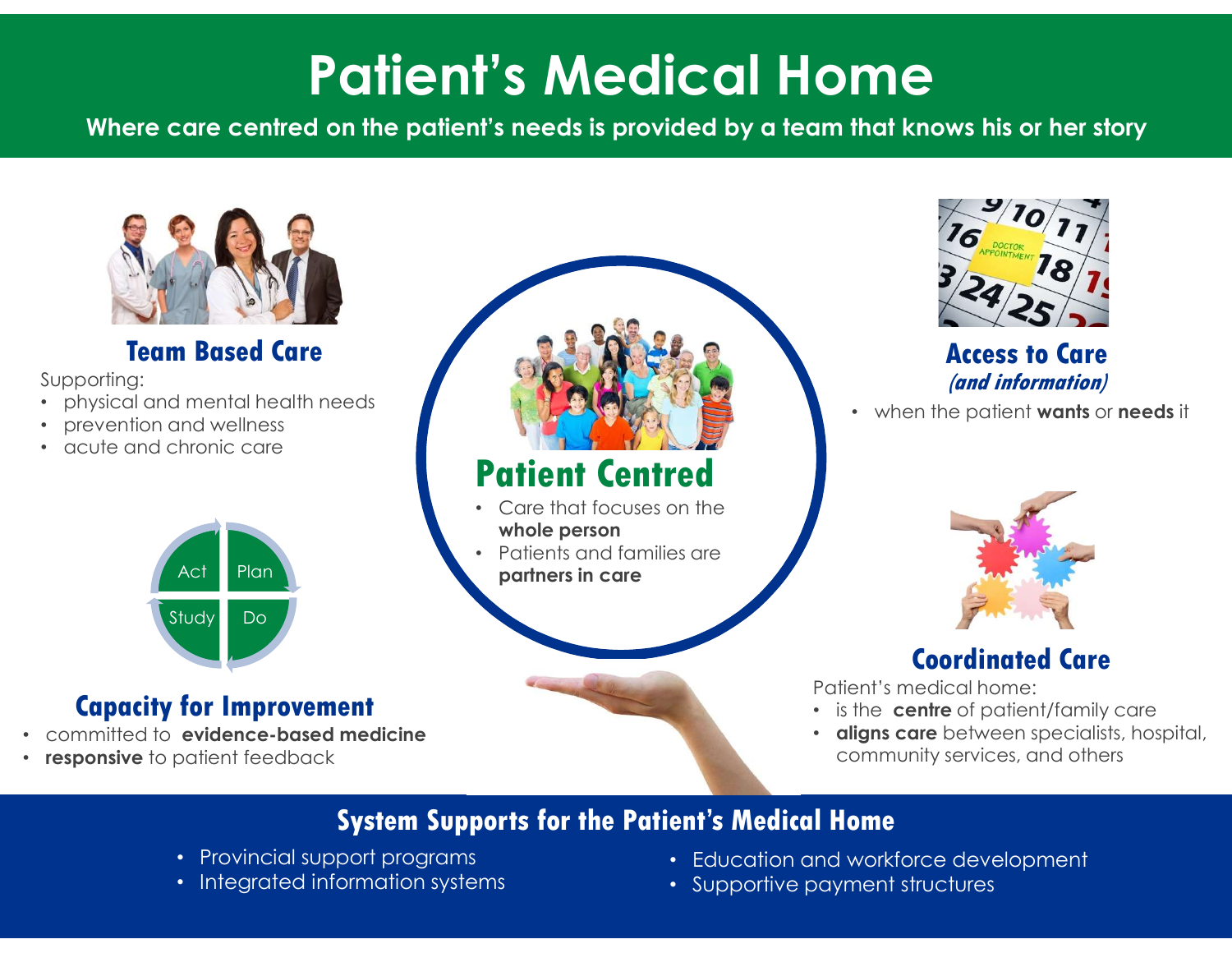# Patient's Medical Home

**Where care centred on the patient's needs is provided by a team that knows his or her story**

## Team Based Care

Supporting:

- physical and mental health needs
- prevention and wellness
- acute and chronic care

## Patient Centred

- Care that focuses on the **whole person**
- Patients and families are **partners in care**

## Access to Care *(and information)*

- when the patient **wants** or **needs** it

Act | Plan | Study | Do

## Capacity for Improvement

- committed to **evidence-based medicine**
- **responsive** to patient feedback

## Coordinated Care

Patient's medical home:

- is the **centre** of patient/family care
- **aligns care** between specialists, hospital, community services, and others

## System Supports for the Patient's Medical Home

- Provincial support programs
- Integrated information systems
- Education and workforce development
- Supportive payment structures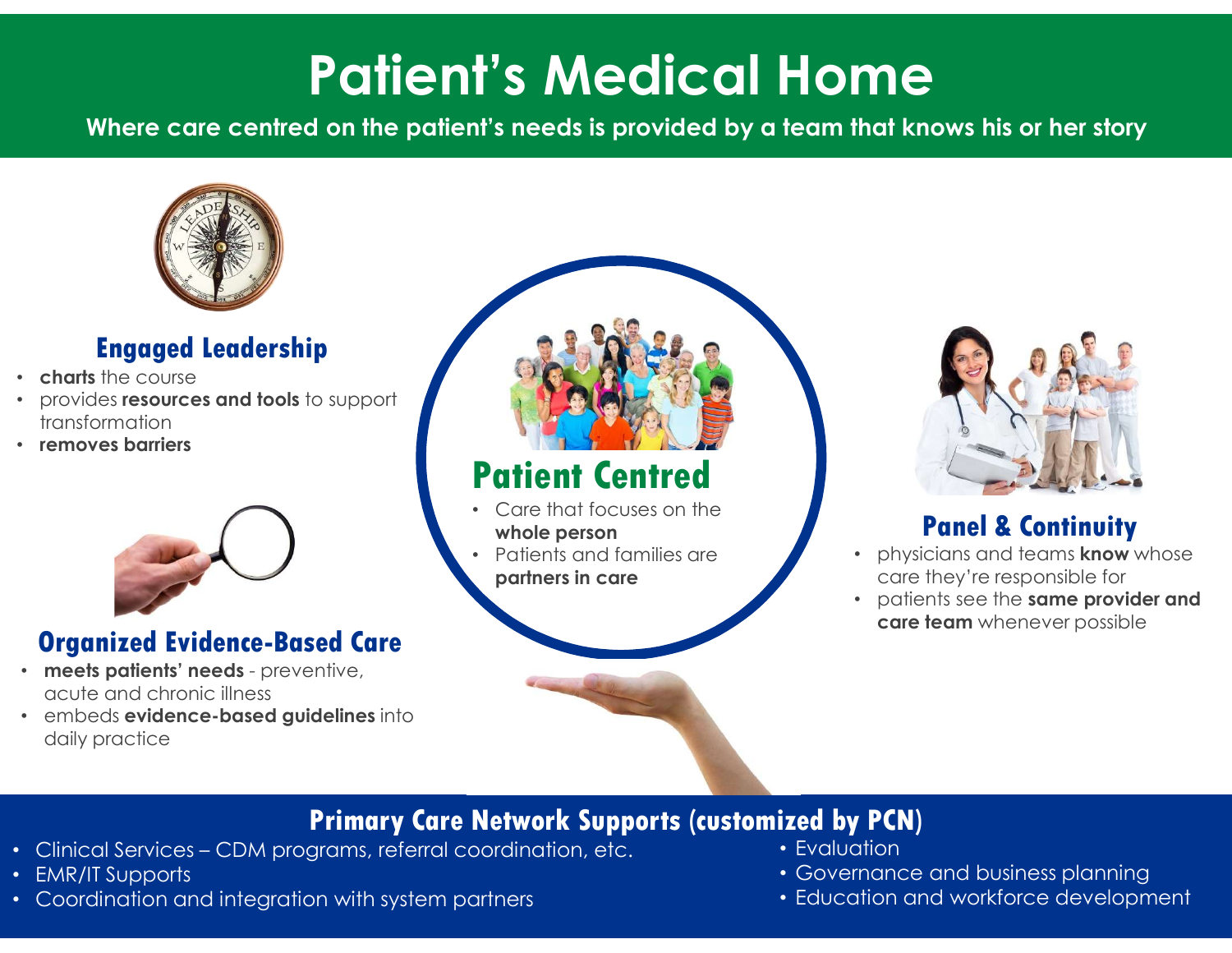# Patient's Medical Home

**Where care centred on the patient's needs is provided by a team that knows his or her story**

## Engaged Leadership

- **charts** the course
- provides **resources and tools** to support transformation
- **removes barriers**

## Organized Evidence-Based Care

- **meets patients' needs** - preventive, acute and chronic illness
- embeds **evidence-based guidelines** into daily practice

## Patient Centred

- Care that focuses on the **whole person**
- Patients and families are **partners in care**

## Panel & Continuity

- physicians and teams **know** whose care they're responsible for
- patients see the **same provider and care team** whenever possible

## Primary Care Network Supports (customized by PCN)

- Clinical Services – CDM programs, referral coordination, etc.
- EMR/IT Supports
- Coordination and integration with system partners
- Evaluation
- Governance and business planning
- Education and workforce development